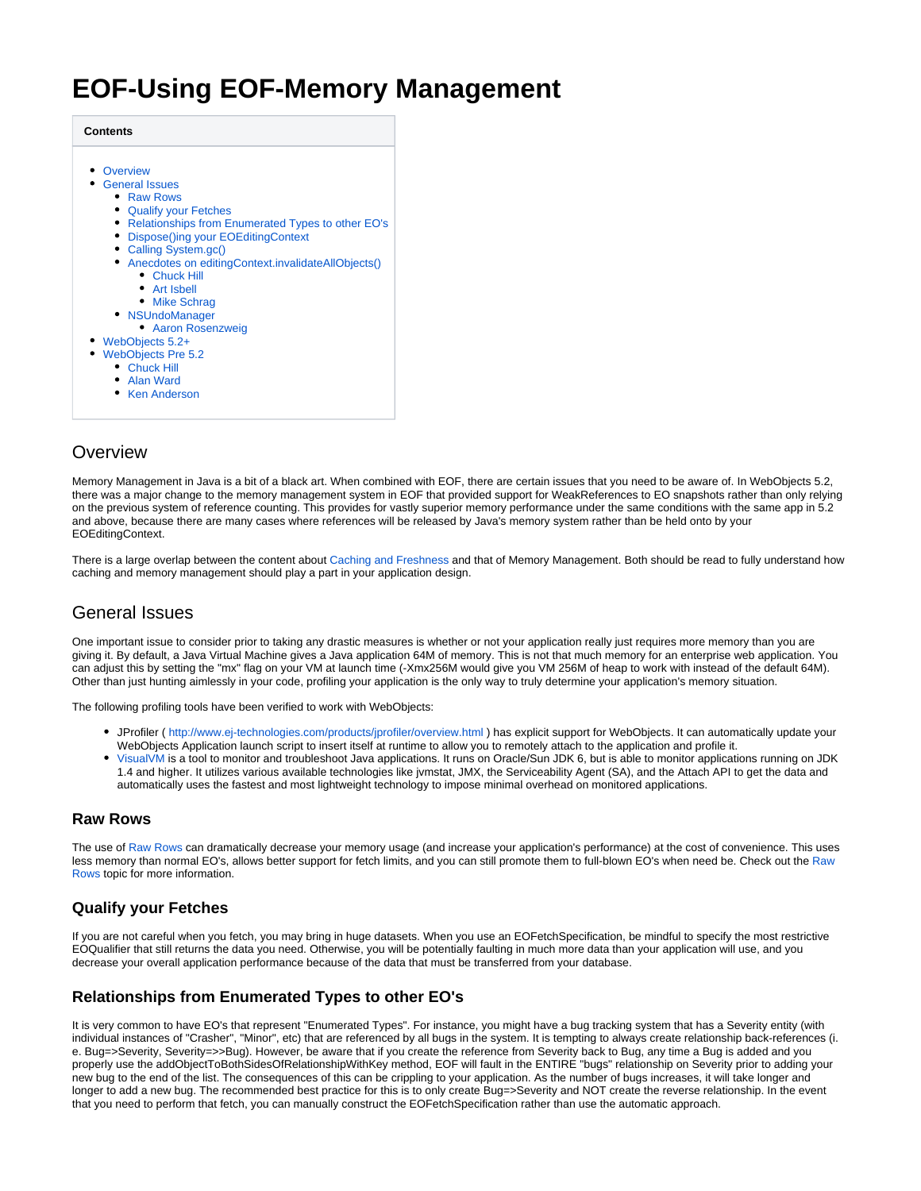# EOF-Using EOF-Memory Management

**Contents**

- Overview
- General Issues
  - Raw Rows
  - Qualify your Fetches
  - Relationships from Enumerated Types to other EO's
  - Dispose()ing your EOEditingContext
  - Calling System.gc()
  - Anecdotes on editingContext.invalidateAllObjects()
    - Chuck Hill
    - Art Isbell
    - Mike Schrag
  - NSUndoManager
    - Aaron Rosenzweig
- WebObjects 5.2+
- WebObjects Pre 5.2
  - Chuck Hill
  - Alan Ward
  - Ken Anderson

## Overview

Memory Management in Java is a bit of a black art. When combined with EOF, there are certain issues that you need to be aware of. In WebObjects 5.2, there was a major change to the memory management system in EOF that provided support for WeakReferences to EO snapshots rather than only relying on the previous system of reference counting. This provides for vastly superior memory performance under the same conditions with the same app in 5.2 and above, because there are many cases where references will be released by Java's memory system rather than be held onto by your EOEditingContext.

There is a large overlap between the content about Caching and Freshness and that of Memory Management. Both should be read to fully understand how caching and memory management should play a part in your application design.

## General Issues

One important issue to consider prior to taking any drastic measures is whether or not your application really just requires more memory than you are giving it. By default, a Java Virtual Machine gives a Java application 64M of memory. This is not that much memory for an enterprise web application. You can adjust this by setting the "mx" flag on your VM at launch time (-Xmx256M would give you VM 256M of heap to work with instead of the default 64M). Other than just hunting aimlessly in your code, profiling your application is the only way to truly determine your application's memory situation.

The following profiling tools have been verified to work with WebObjects:

- JProfiler ( http://www.ej-technologies.com/products/jprofiler/overview.html ) has explicit support for WebObjects. It can automatically update your WebObjects Application launch script to insert itself at runtime to allow you to remotely attach to the application and profile it.
- VisualVM is a tool to monitor and troubleshoot Java applications. It runs on Oracle/Sun JDK 6, but is able to monitor applications running on JDK 1.4 and higher. It utilizes various available technologies like jvmstat, JMX, the Serviceability Agent (SA), and the Attach API to get the data and automatically uses the fastest and most lightweight technology to impose minimal overhead on monitored applications.

### Raw Rows

The use of Raw Rows can dramatically decrease your memory usage (and increase your application's performance) at the cost of convenience. This uses less memory than normal EO's, allows better support for fetch limits, and you can still promote them to full-blown EO's when need be. Check out the Raw Rows topic for more information.

### Qualify your Fetches

If you are not careful when you fetch, you may bring in huge datasets. When you use an EOFetchSpecification, be mindful to specify the most restrictive EOQualifier that still returns the data you need. Otherwise, you will be potentially faulting in much more data than your application will use, and you decrease your overall application performance because of the data that must be transferred from your database.

### Relationships from Enumerated Types to other EO's

It is very common to have EO's that represent "Enumerated Types". For instance, you might have a bug tracking system that has a Severity entity (with individual instances of "Crasher", "Minor", etc) that are referenced by all bugs in the system. It is tempting to always create relationship back-references (i.e. Bug=>Severity, Severity=>>Bug). However, be aware that if you create the reference from Severity back to Bug, any time a Bug is added and you properly use the addObjectToBothSidesOfRelationshipWithKey method, EOF will fault in the ENTIRE "bugs" relationship on Severity prior to adding your new bug to the end of the list. The consequences of this can be crippling to your application. As the number of bugs increases, it will take longer and longer to add a new bug. The recommended best practice for this is to only create Bug=>Severity and NOT create the reverse relationship. In the event that you need to perform that fetch, you can manually construct the EOFetchSpecification rather than use the automatic approach.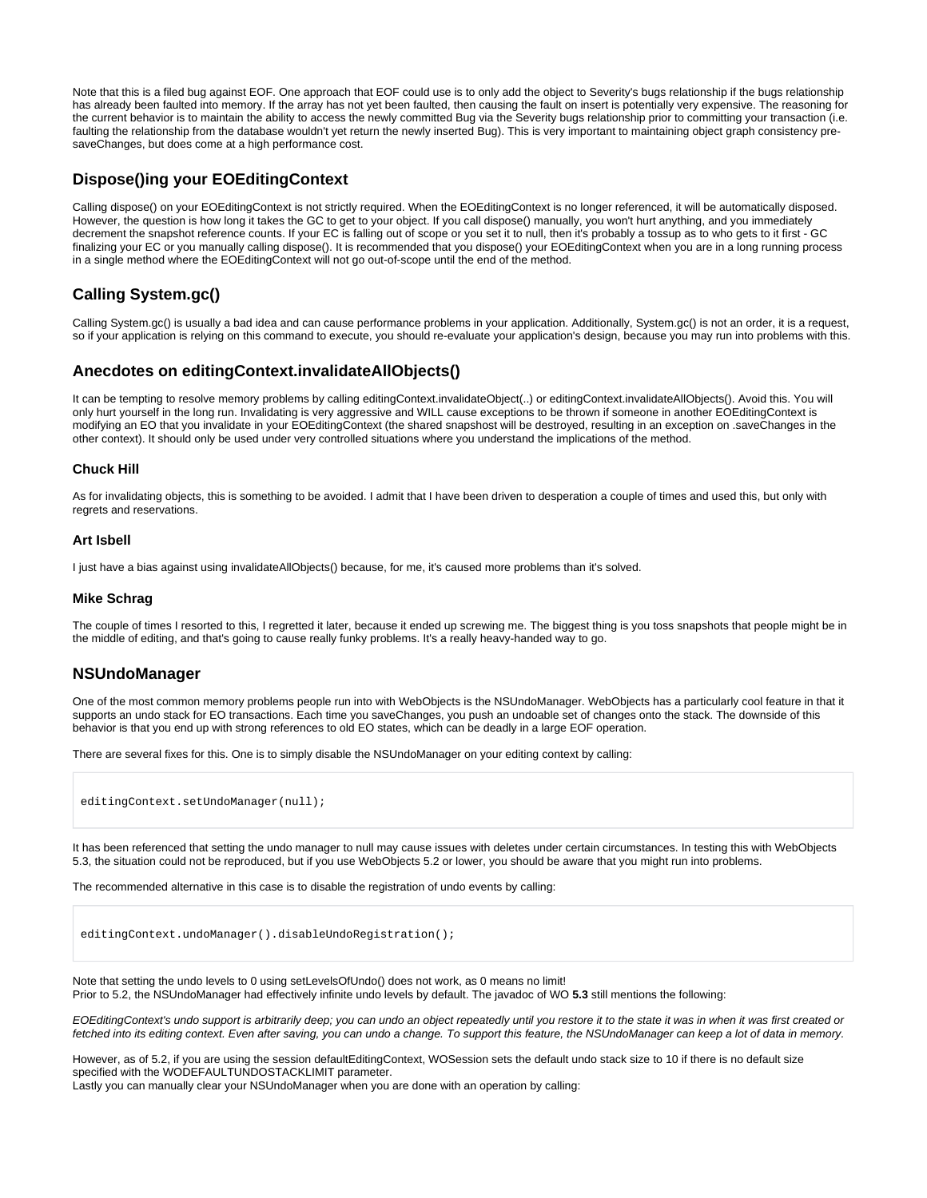Note that this is a filed bug against EOF. One approach that EOF could use is to only add the object to Severity's bugs relationship if the bugs relationship has already been faulted into memory. If the array has not yet been faulted, then causing the fault on insert is potentially very expensive. The reasoning for the current behavior is to maintain the ability to access the newly committed Bug via the Severity bugs relationship prior to committing your transaction (i.e. faulting the relationship from the database wouldn't yet return the newly inserted Bug). This is very important to maintaining object graph consistency pre-saveChanges, but does come at a high performance cost.

## Dispose()ing your EOEditingContext

Calling dispose() on your EOEditingContext is not strictly required. When the EOEditingContext is no longer referenced, it will be automatically disposed. However, the question is how long it takes the GC to get to your object. If you call dispose() manually, you won't hurt anything, and you immediately decrement the snapshot reference counts. If your EC is falling out of scope or you set it to null, then it's probably a tossup as to who gets to it first - GC finalizing your EC or you manually calling dispose(). It is recommended that you dispose() your EOEditingContext when you are in a long running process in a single method where the EOEditingContext will not go out-of-scope until the end of the method.

## Calling System.gc()

Calling System.gc() is usually a bad idea and can cause performance problems in your application. Additionally, System.gc() is not an order, it is a request, so if your application is relying on this command to execute, you should re-evaluate your application's design, because you may run into problems with this.

## Anecdotes on editingContext.invalidateAllObjects()

It can be tempting to resolve memory problems by calling editingContext.invalidateObject(..) or editingContext.invalidateAllObjects(). Avoid this. You will only hurt yourself in the long run. Invalidating is very aggressive and WILL cause exceptions to be thrown if someone in another EOEditingContext is modifying an EO that you invalidate in your EOEditingContext (the shared snapshost will be destroyed, resulting in an exception on .saveChanges in the other context). It should only be used under very controlled situations where you understand the implications of the method.

### Chuck Hill

As for invalidating objects, this is something to be avoided. I admit that I have been driven to desperation a couple of times and used this, but only with regrets and reservations.

### Art Isbell

I just have a bias against using invalidateAllObjects() because, for me, it's caused more problems than it's solved.

### Mike Schrag

The couple of times I resorted to this, I regretted it later, because it ended up screwing me. The biggest thing is you toss snapshots that people might be in the middle of editing, and that's going to cause really funky problems. It's a really heavy-handed way to go.

## NSUndoManager

One of the most common memory problems people run into with WebObjects is the NSUndoManager. WebObjects has a particularly cool feature in that it supports an undo stack for EO transactions. Each time you saveChanges, you push an undoable set of changes onto the stack. The downside of this behavior is that you end up with strong references to old EO states, which can be deadly in a large EOF operation.

There are several fixes for this. One is to simply disable the NSUndoManager on your editing context by calling:

```
editingContext.setUndoManager(null);
```

It has been referenced that setting the undo manager to null may cause issues with deletes under certain circumstances. In testing this with WebObjects 5.3, the situation could not be reproduced, but if you use WebObjects 5.2 or lower, you should be aware that you might run into problems.

The recommended alternative in this case is to disable the registration of undo events by calling:

```
editingContext.undoManager().disableUndoRegistration();
```

Note that setting the undo levels to 0 using setLevelsOfUndo() does not work, as 0 means no limit!
Prior to 5.2, the NSUndoManager had effectively infinite undo levels by default. The javadoc of WO **5.3** still mentions the following:

*EOEditingContext's undo support is arbitrarily deep; you can undo an object repeatedly until you restore it to the state it was in when it was first created or fetched into its editing context. Even after saving, you can undo a change. To support this feature, the NSUndoManager can keep a lot of data in memory.*

However, as of 5.2, if you are using the session defaultEditingContext, WOSession sets the default undo stack size to 10 if there is no default size specified with the WODEFAULTUNDOSTACKLIMIT parameter.
Lastly you can manually clear your NSUndoManager when you are done with an operation by calling: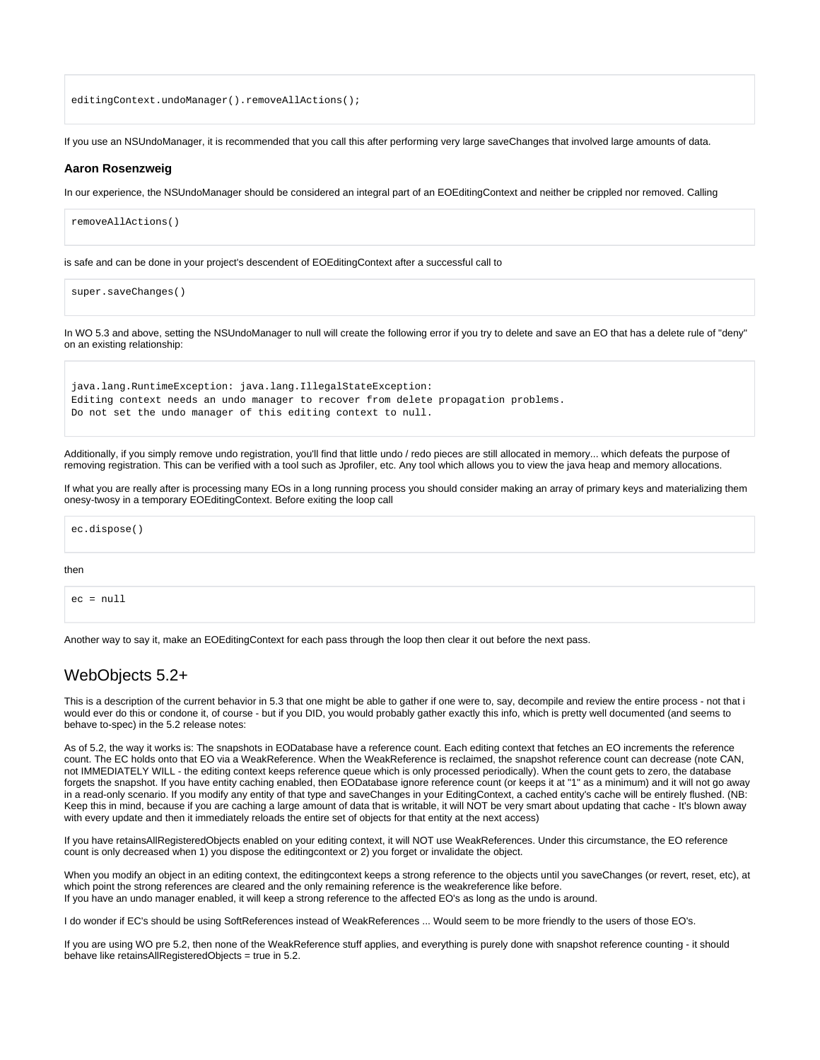```
editingContext.undoManager().removeAllActions();
```

If you use an NSUndoManager, it is recommended that you call this after performing very large saveChanges that involved large amounts of data.

### Aaron Rosenzweig

In our experience, the NSUndoManager should be considered an integral part of an EOEditingContext and neither be crippled nor removed. Calling

```
removeAllActions()
```

is safe and can be done in your project's descendent of EOEditingContext after a successful call to

```
super.saveChanges()
```

In WO 5.3 and above, setting the NSUndoManager to null will create the following error if you try to delete and save an EO that has a delete rule of "deny" on an existing relationship:

```
java.lang.RuntimeException: java.lang.IllegalStateException:
Editing context needs an undo manager to recover from delete propagation problems.
Do not set the undo manager of this editing context to null.
```

Additionally, if you simply remove undo registration, you'll find that little undo / redo pieces are still allocated in memory... which defeats the purpose of removing registration. This can be verified with a tool such as Jprofiler, etc. Any tool which allows you to view the java heap and memory allocations.

If what you are really after is processing many EOs in a long running process you should consider making an array of primary keys and materializing them onesy-twosy in a temporary EOEditingContext. Before exiting the loop call

```
ec.dispose()
```

then

```
ec = null
```

Another way to say it, make an EOEditingContext for each pass through the loop then clear it out before the next pass.

## WebObjects 5.2+

This is a description of the current behavior in 5.3 that one might be able to gather if one were to, say, decompile and review the entire process - not that i would ever do this or condone it, of course - but if you DID, you would probably gather exactly this info, which is pretty well documented (and seems to behave to-spec) in the 5.2 release notes:

As of 5.2, the way it works is: The snapshots in EODatabase have a reference count. Each editing context that fetches an EO increments the reference count. The EC holds onto that EO via a WeakReference. When the WeakReference is reclaimed, the snapshot reference count can decrease (note CAN, not IMMEDIATELY WILL - the editing context keeps reference queue which is only processed periodically). When the count gets to zero, the database forgets the snapshot. If you have entity caching enabled, then EODatabase ignore reference count (or keeps it at "1" as a minimum) and it will not go away in a read-only scenario. If you modify any entity of that type and saveChanges in your EditingContext, a cached entity's cache will be entirely flushed. (NB: Keep this in mind, because if you are caching a large amount of data that is writable, it will NOT be very smart about updating that cache - It's blown away with every update and then it immediately reloads the entire set of objects for that entity at the next access)

If you have retainsAllRegisteredObjects enabled on your editing context, it will NOT use WeakReferences. Under this circumstance, the EO reference count is only decreased when 1) you dispose the editingcontext or 2) you forget or invalidate the object.

When you modify an object in an editing context, the editingcontext keeps a strong reference to the objects until you saveChanges (or revert, reset, etc), at which point the strong references are cleared and the only remaining reference is the weakreference like before.
If you have an undo manager enabled, it will keep a strong reference to the affected EO's as long as the undo is around.

I do wonder if EC's should be using SoftReferences instead of WeakReferences ... Would seem to be more friendly to the users of those EO's.

If you are using WO pre 5.2, then none of the WeakReference stuff applies, and everything is purely done with snapshot reference counting - it should behave like retainsAllRegisteredObjects = true in 5.2.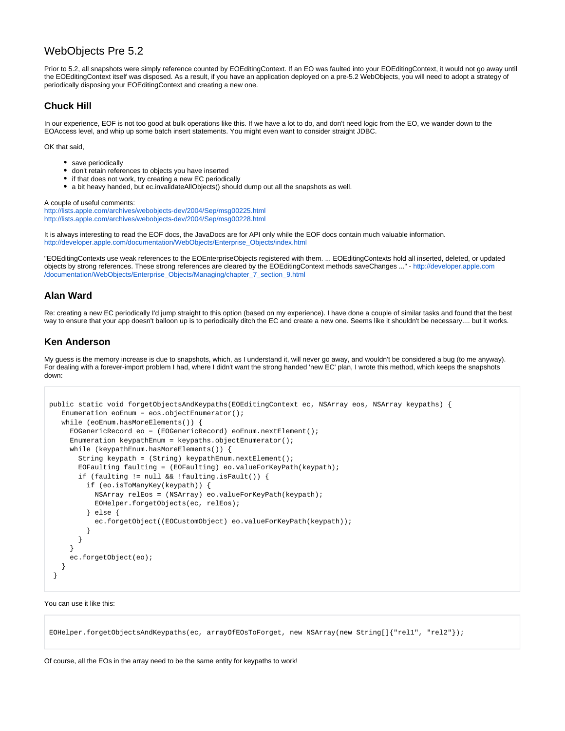## WebObjects Pre 5.2

Prior to 5.2, all snapshots were simply reference counted by EOEditingContext. If an EO was faulted into your EOEditingContext, it would not go away until the EOEditingContext itself was disposed. As a result, if you have an application deployed on a pre-5.2 WebObjects, you will need to adopt a strategy of periodically disposing your EOEditingContext and creating a new one.

### Chuck Hill

In our experience, EOF is not too good at bulk operations like this. If we have a lot to do, and don't need logic from the EO, we wander down to the EOAccess level, and whip up some batch insert statements. You might even want to consider straight JDBC.

OK that said,

- save periodically
- don't retain references to objects you have inserted
- if that does not work, try creating a new EC periodically
- a bit heavy handed, but ec.invalidateAllObjects() should dump out all the snapshots as well.

A couple of useful comments:
http://lists.apple.com/archives/webobjects-dev/2004/Sep/msg00225.html
http://lists.apple.com/archives/webobjects-dev/2004/Sep/msg00228.html

It is always interesting to read the EOF docs, the JavaDocs are for API only while the EOF docs contain much valuable information.
http://developer.apple.com/documentation/WebObjects/Enterprise_Objects/index.html

"EOEditingContexts use weak references to the EOEnterpriseObjects registered with them. ... EOEditingContexts hold all inserted, deleted, or updated objects by strong references. These strong references are cleared by the EOEditingContext methods saveChanges ..." - http://developer.apple.com/documentation/WebObjects/Enterprise_Objects/Managing/chapter_7_section_9.html

### Alan Ward

Re: creating a new EC periodically I'd jump straight to this option (based on my experience). I have done a couple of similar tasks and found that the best way to ensure that your app doesn't balloon up is to periodically ditch the EC and create a new one. Seems like it shouldn't be necessary.... but it works.

### Ken Anderson

My guess is the memory increase is due to snapshots, which, as I understand it, will never go away, and wouldn't be considered a bug (to me anyway). For dealing with a forever-import problem I had, where I didn't want the strong handed 'new EC' plan, I wrote this method, which keeps the snapshots down:

```
public static void forgetObjectsAndKeypaths(EOEditingContext ec, NSArray eos, NSArray keypaths) {
   Enumeration eoEnum = eos.objectEnumerator();
   while (eoEnum.hasMoreElements()) {
     EOGenericRecord eo = (EOGenericRecord) eoEnum.nextElement();
     Enumeration keypathEnum = keypaths.objectEnumerator();
     while (keypathEnum.hasMoreElements()) {
       String keypath = (String) keypathEnum.nextElement();
       EOFaulting faulting = (EOFaulting) eo.valueForKeyPath(keypath);
       if (faulting != null && !faulting.isFault()) {
         if (eo.isToManyKey(keypath)) {
           NSArray relEos = (NSArray) eo.valueForKeyPath(keypath);
           EOHelper.forgetObjects(ec, relEos);
         } else {
           ec.forgetObject((EOCustomObject) eo.valueForKeyPath(keypath));
         }
       }
     }
     ec.forgetObject(eo);
   }
 }
```

You can use it like this:

```
EOHelper.forgetObjectsAndKeypaths(ec, arrayOfEOsToForget, new NSArray(new String[]{"rel1", "rel2"});
```

Of course, all the EOs in the array need to be the same entity for keypaths to work!